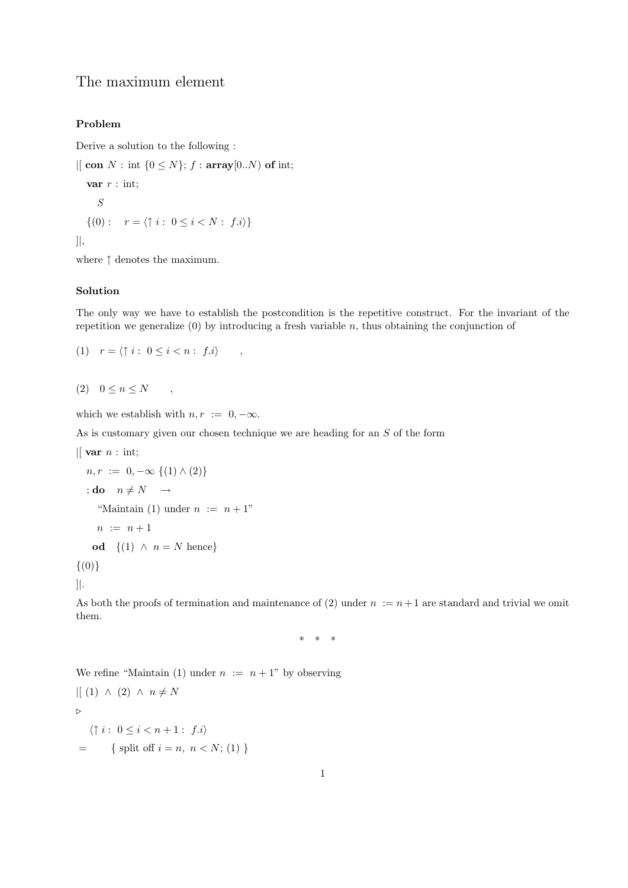# The maximum element

### Problem

Derive a solution to the following :

|[ **con** $N$ : int $\{0 \le N\}$; $f$ : **array**$[0..N)$ **of** int;

  **var** $r$ : int;

    $S$

  $\{(0): \quad r = \langle \uparrow i : \ 0 \le i < N : \ f.i \rangle \}$

]|,

where $\uparrow$ denotes the maximum.

### Solution

The only way we have to establish the postcondition is the repetitive construct. For the invariant of the repetition we generalize (0) by introducing a fresh variable $n$, thus obtaining the conjunction of

(1) $\quad r = \langle \uparrow i : \ 0 \le i < n : \ f.i \rangle \qquad ,$

(2) $\quad 0 \le n \le N \qquad ,$

which we establish with $n, r \ := \ 0, -\infty$.

As is customary given our chosen technique we are heading for an $S$ of the form

|[ **var** $n$ : int;

  $n, r \ := \ 0, -\infty \ \{(1) \wedge (2)\}$

  ; **do** $\quad n \ne N \quad \rightarrow$

    "Maintain (1) under $n \ := \ n+1$"

    $n \ := \ n+1$

   **od** $\quad \{(1) \ \wedge \ n = N$ hence$\}$

$\{(0)\}$

]|.

As both the proofs of termination and maintenance of (2) under $n \ := n+1$ are standard and trivial we omit them.

\* \* \*

We refine "Maintain (1) under $n \ := \ n+1$" by observing

|[ (1) $\ \wedge\ $ (2) $\ \wedge\ $ $n \ne N$

$\triangleright$

  $\langle \uparrow i : \ 0 \le i < n+1 : \ f.i \rangle$

$=$    { split off $i = n, \ n < N$; (1) }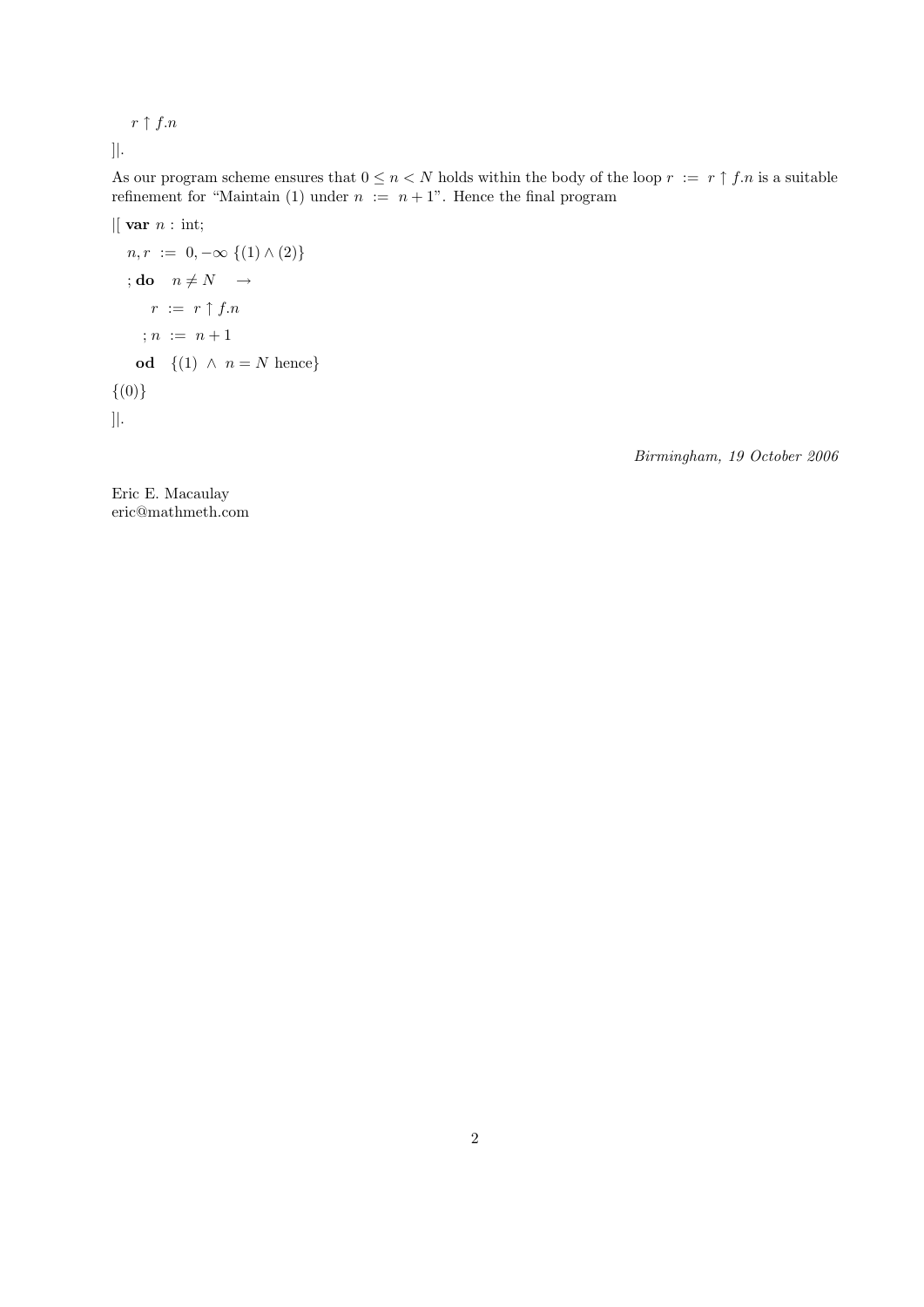$r \uparrow f.n$

]|.

As our program scheme ensures that $0 \leq n < N$ holds within the body of the loop $r \;:=\; r \uparrow f.n$ is a suitable refinement for "Maintain (1) under $n \;:=\; n+1$". Hence the final program

|[ **var** $n$ : int;

$n, r \;:=\; 0, -\infty$ $\{(1) \wedge (2)\}$

; **do** $n \neq N \rightarrow$

$r \;:=\; r \uparrow f.n$

; $n \;:=\; n+1$

**od** $\{(1) \;\wedge\; n = N$ hence$\}$

$\{(0)\}$

]|.

*Birmingham, 19 October 2006*

Eric E. Macaulay
eric@mathmeth.com